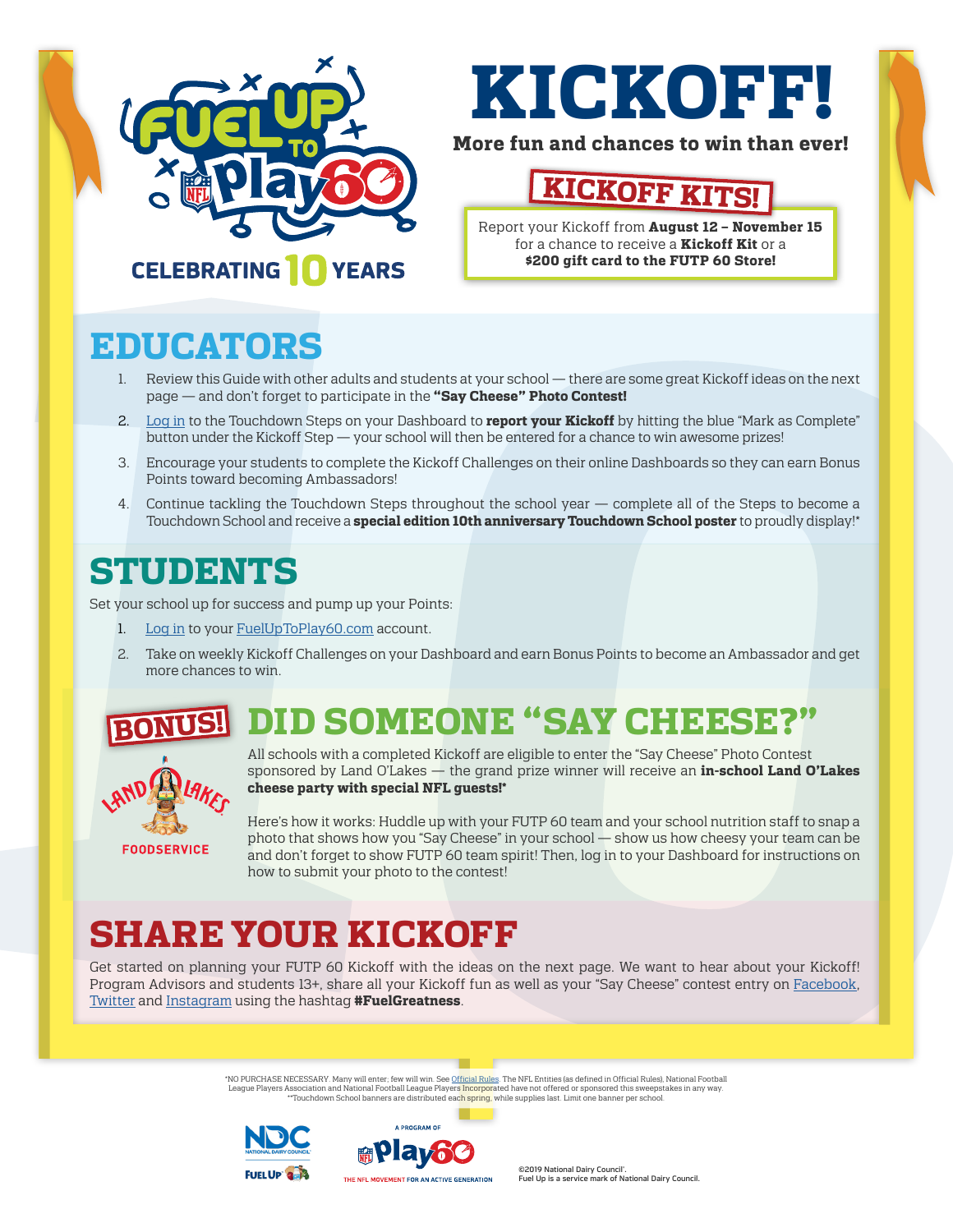FUEL UP TO Play 60

CELEBRATING 10 YEARS

# KICKOFF!

**More fun and chances to win than ever!**

## KICKOFF KITS!

Report your Kickoff from **August 12 – November 15** for a chance to receive a **Kickoff Kit** or a **$200 gift card to the FUTP 60 Store!**

## EDUCATORS

1. Review this Guide with other adults and students at your school — there are some great Kickoff ideas on the next page — and don't forget to participate in the **"Say Cheese" Photo Contest!**
2. Log in to the Touchdown Steps on your Dashboard to **report your Kickoff** by hitting the blue "Mark as Complete" button under the Kickoff Step — your school will then be entered for a chance to win awesome prizes!
3. Encourage your students to complete the Kickoff Challenges on their online Dashboards so they can earn Bonus Points toward becoming Ambassadors!
4. Continue tackling the Touchdown Steps throughout the school year — complete all of the Steps to become a Touchdown School and receive a **special edition 10th anniversary Touchdown School poster** to proudly display!*

## STUDENTS

Set your school up for success and pump up your Points:

1. Log in to your FuelUpToPlay60.com account.
2. Take on weekly Kickoff Challenges on your Dashboard and earn Bonus Points to become an Ambassador and get more chances to win.

**BONUS!**

LAND O LAKES FOODSERVICE

## DID SOMEONE "SAY CHEESE?"

All schools with a completed Kickoff are eligible to enter the "Say Cheese" Photo Contest sponsored by Land O'Lakes — the grand prize winner will receive an **in-school Land O'Lakes cheese party with special NFL guests!***

Here's how it works: Huddle up with your FUTP 60 team and your school nutrition staff to snap a photo that shows how you "Say Cheese" in your school — show us how cheesy your team can be and don't forget to show FUTP 60 team spirit! Then, log in to your Dashboard for instructions on how to submit your photo to the contest!

## SHARE YOUR KICKOFF

Get started on planning your FUTP 60 Kickoff with the ideas on the next page. We want to hear about your Kickoff! Program Advisors and students 13+, share all your Kickoff fun as well as your "Say Cheese" contest entry on Facebook, Twitter and Instagram using the hashtag **#FuelGreatness**.

*NO PURCHASE NECESSARY. Many will enter, few will win. See Official Rules. The NFL Entities (as defined in Official Rules), National Football League Players Association and National Football League Players Incorporated have not offered or sponsored this sweepstakes in any way.
**Touchdown School banners are distributed each spring, while supplies last. Limit one banner per school.

NDC NATIONAL DAIRY COUNCIL · FUEL UP · A PROGRAM OF NFL Play 60 THE NFL MOVEMENT FOR AN ACTIVE GENERATION

©2019 National Dairy Council®.
Fuel Up is a service mark of National Dairy Council.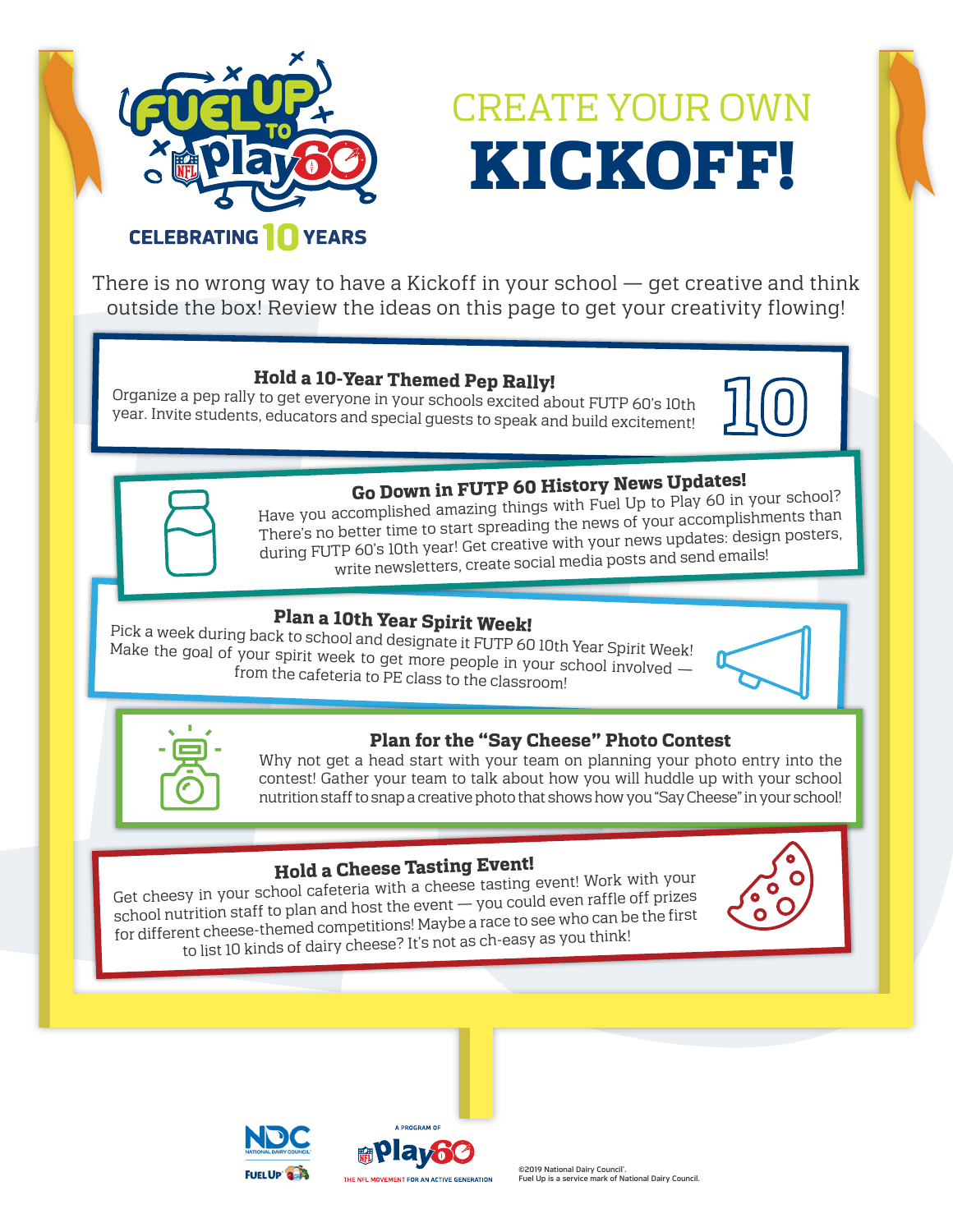FUEL UP TO Play 60

CELEBRATING 10 YEARS

# CREATE YOUR OWN KICKOFF!

There is no wrong way to have a Kickoff in your school — get creative and think outside the box! Review the ideas on this page to get your creativity flowing!

### Hold a 10-Year Themed Pep Rally!

Organize a pep rally to get everyone in your schools excited about FUTP 60's 10th year. Invite students, educators and special guests to speak and build excitement!

### Go Down in FUTP 60 History News Updates!

Have you accomplished amazing things with Fuel Up to Play 60 in your school? There's no better time to start spreading the news of your accomplishments than during FUTP 60's 10th year! Get creative with your news updates: design posters, write newsletters, create social media posts and send emails!

### Plan a 10th Year Spirit Week!

Pick a week during back to school and designate it FUTP 60 10th Year Spirit Week! Make the goal of your spirit week to get more people in your school involved — from the cafeteria to PE class to the classroom!

### Plan for the "Say Cheese" Photo Contest

Why not get a head start with your team on planning your photo entry into the contest! Gather your team to talk about how you will huddle up with your school nutrition staff to snap a creative photo that shows how you "Say Cheese" in your school!

### Hold a Cheese Tasting Event!

Get cheesy in your school cafeteria with a cheese tasting event! Work with your school nutrition staff to plan and host the event — you could even raffle off prizes for different cheese-themed competitions! Maybe a race to see who can be the first to list 10 kinds of dairy cheese? It's not as ch-easy as you think!

NDC NATIONAL DAIRY COUNCIL

FUEL UP

A PROGRAM OF Play 60 THE NFL MOVEMENT FOR AN ACTIVE GENERATION

©2019 National Dairy Council.
Fuel Up is a service mark of National Dairy Council.